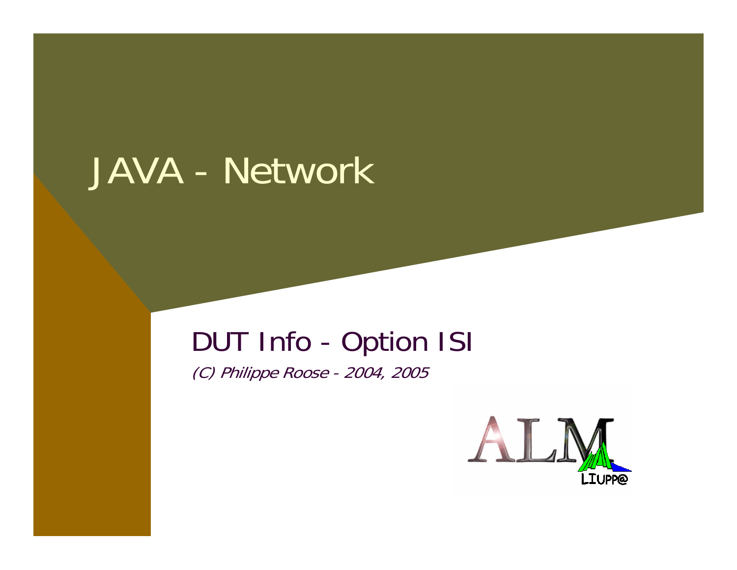# JAVA - Network

## DUT Info - Option ISI

*(C) Philippe Roose - 2004, 2005*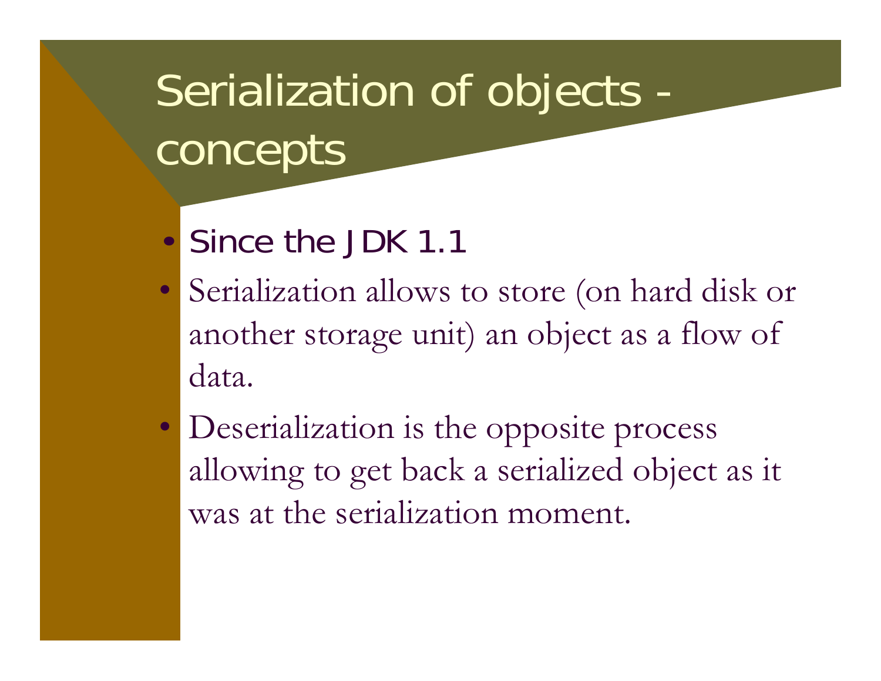# Serialization of objects - concepts

- Since the JDK 1.1
- Serialization allows to store (on hard disk or another storage unit) an object as a flow of data.
- Deserialization is the opposite process allowing to get back a serialized object as it was at the serialization moment.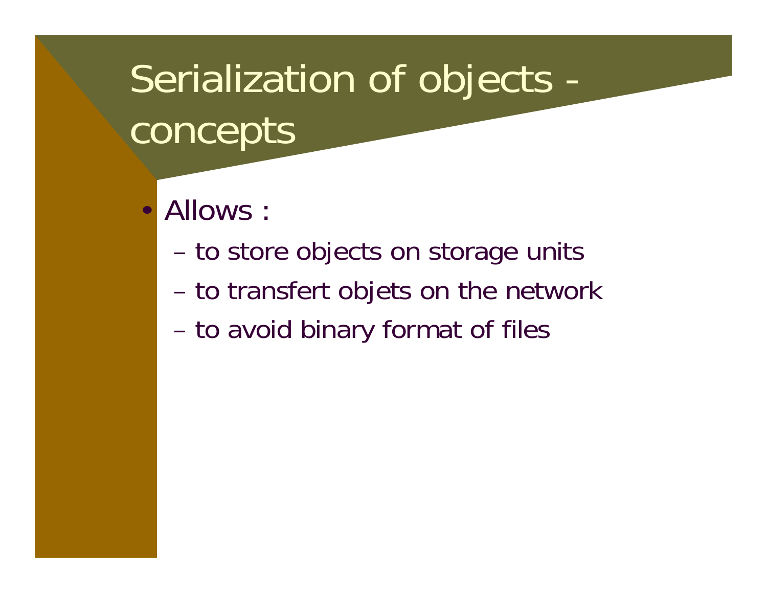# Serialization of objects - concepts

- Allows :
  - to store objects on storage units
  - to transfert objets on the network
  - to avoid binary format of files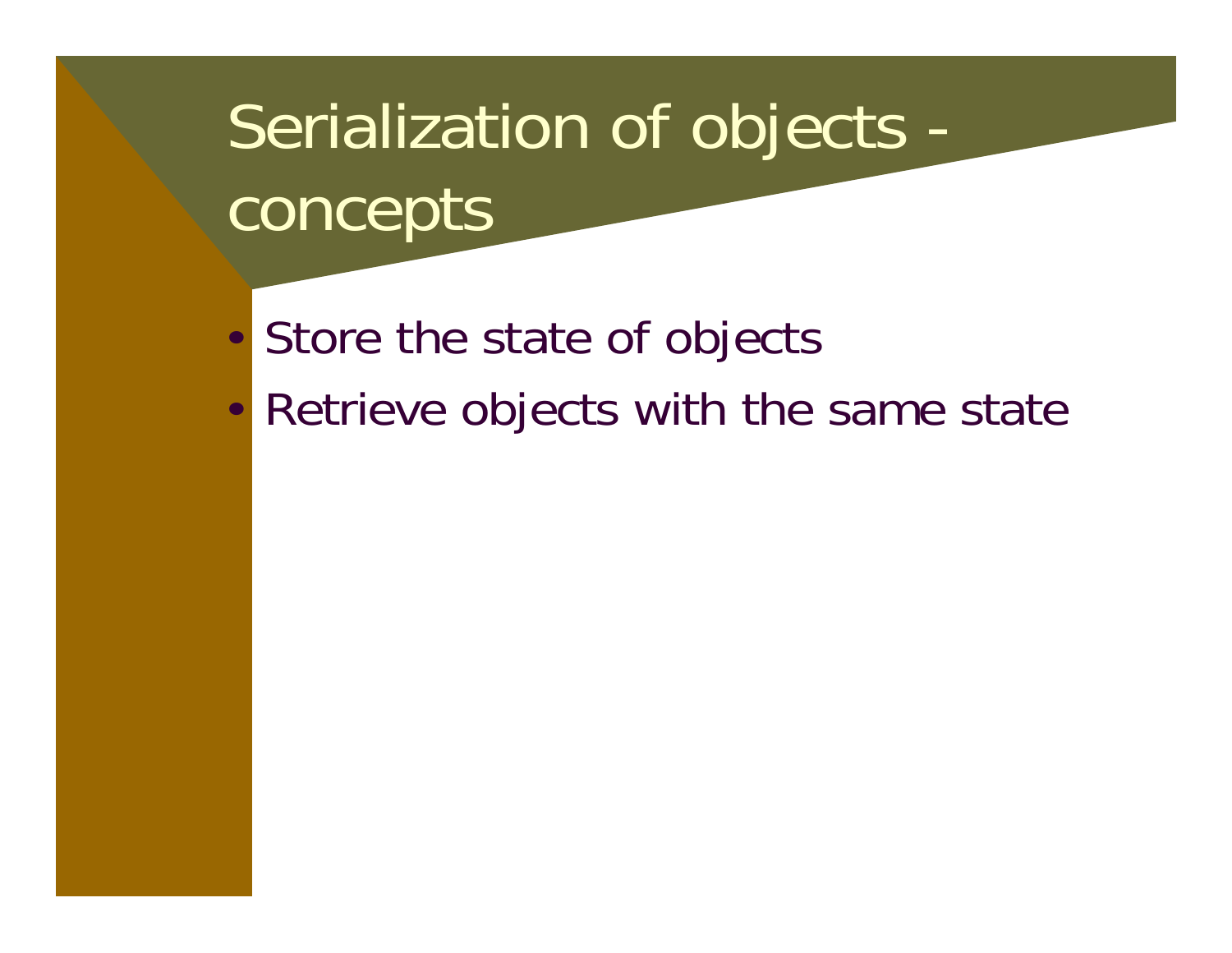# Serialization of objects - concepts

- Store the state of objects
- Retrieve objects with the same state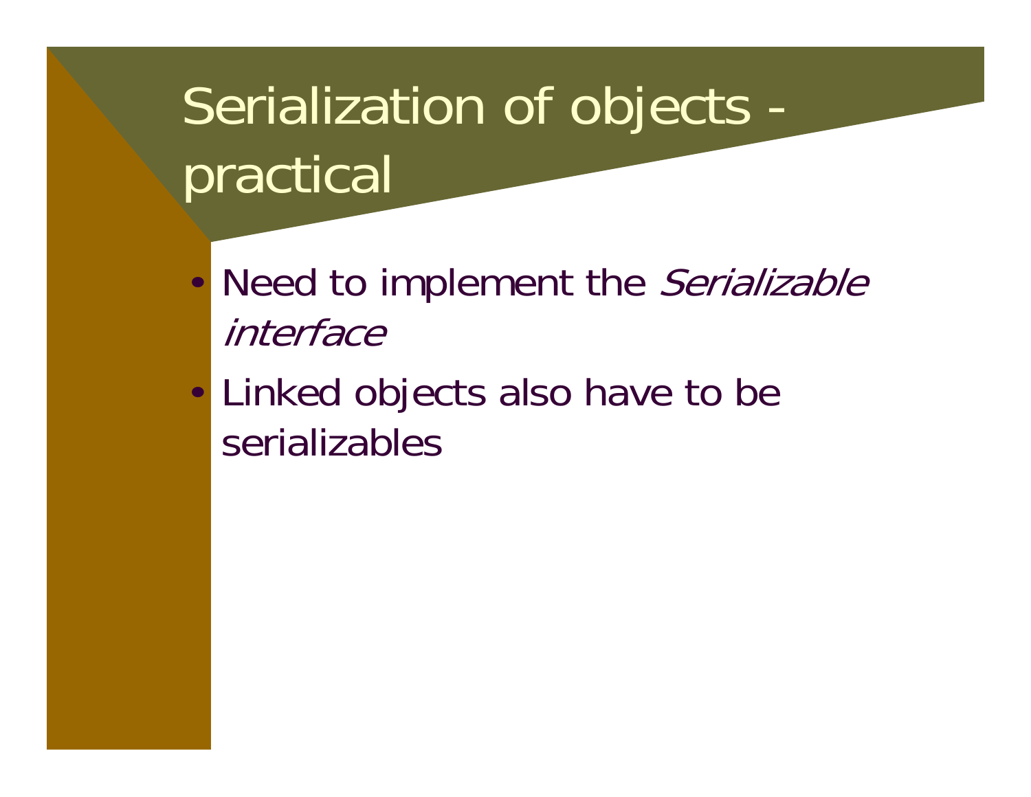# Serialization of objects - practical

- Need to implement the *Serializable interface*
- Linked objects also have to be serializables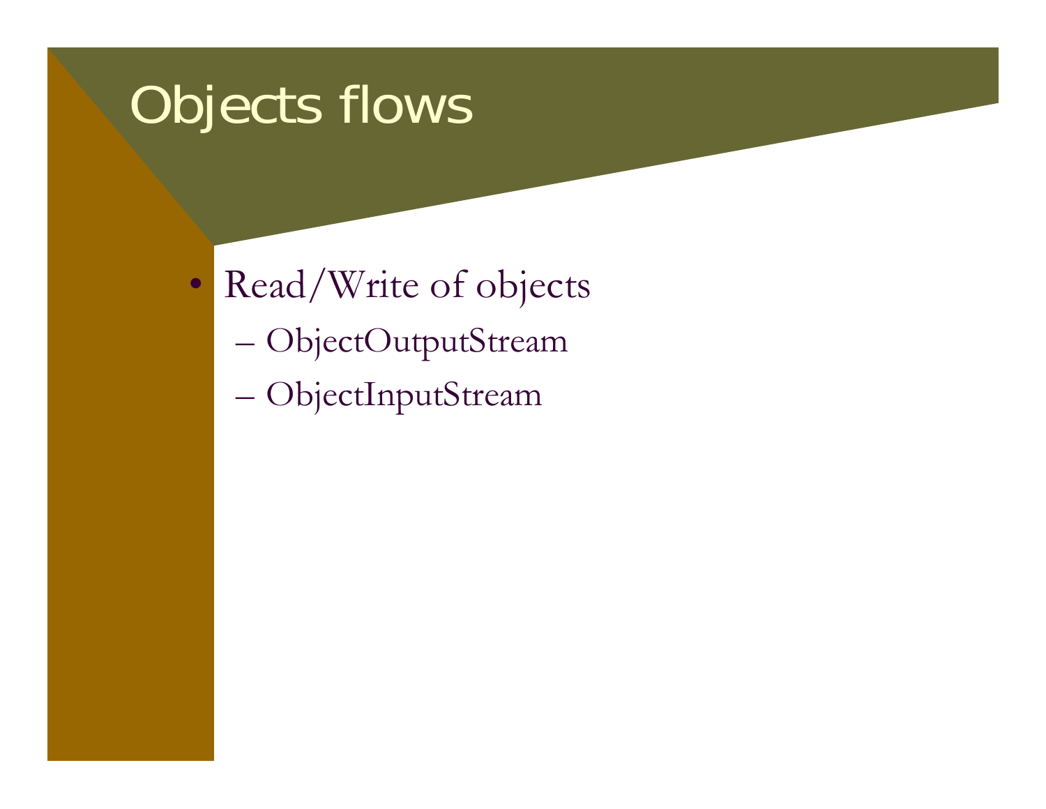# Objects flows

- Read/Write of objects
  - ObjectOutputStream
  - ObjectInputStream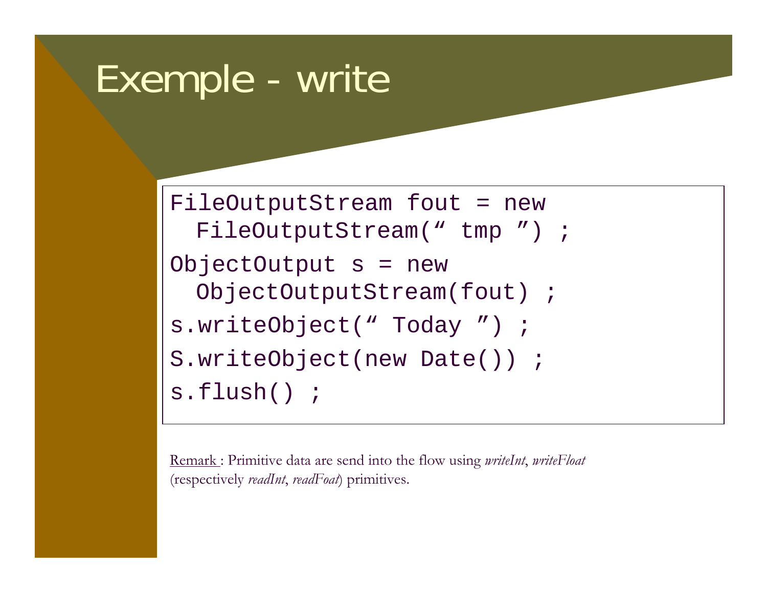# Exemple - write

```
FileOutputStream fout = new
  FileOutputStream(“ tmp ”) ;
ObjectOutput s = new
  ObjectOutputStream(fout) ;
s.writeObject(“ Today ”) ;
S.writeObject(new Date()) ;
s.flush() ;
```

Remark : Primitive data are send into the flow using *writeInt*, *writeFloat* (respectively *readInt*, *readFoat*) primitives.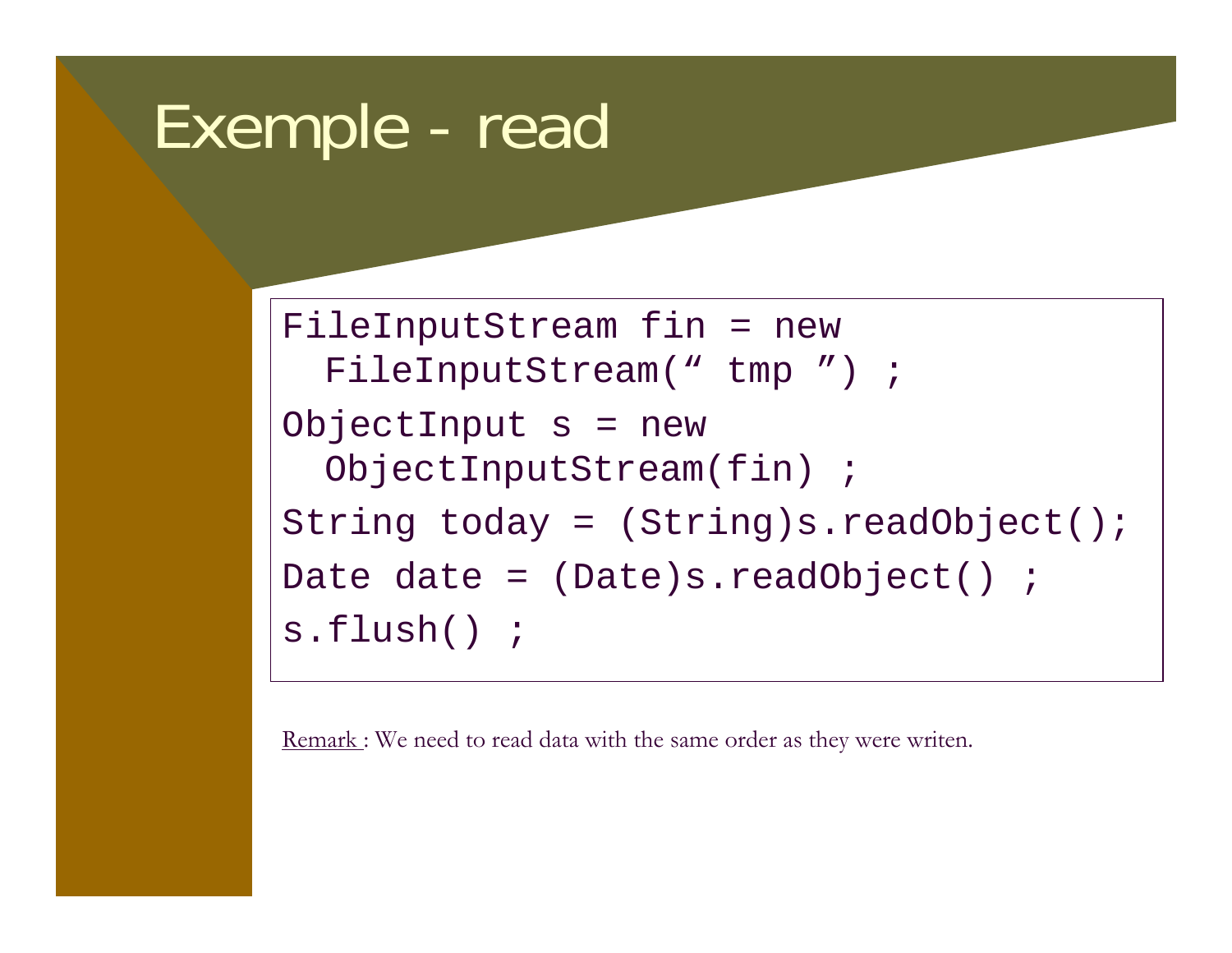# Exemple - read

```
FileInputStream fin = new
  FileInputStream(“ tmp ”) ;
ObjectInput s = new
  ObjectInputStream(fin) ;
String today = (String)s.readObject();
Date date = (Date)s.readObject() ;
s.flush() ;
```

Remark : We need to read data with the same order as they were writen.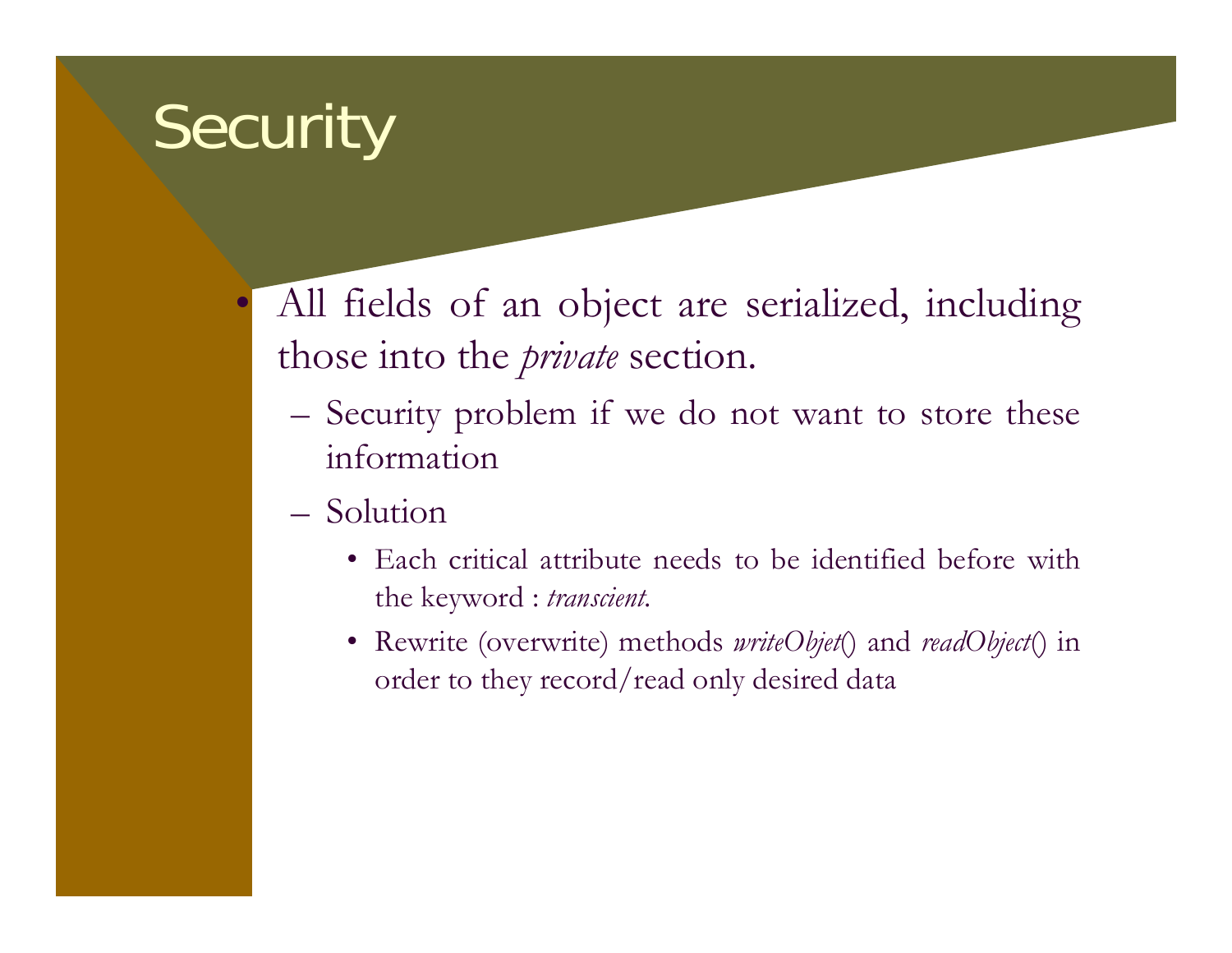# Security

- All fields of an object are serialized, including those into the *private* section.
  - Security problem if we do not want to store these information
  - Solution
    - Each critical attribute needs to be identified before with the keyword : *transcient*.
    - Rewrite (overwrite) methods *writeObjet*() and *readObject*() in order to they record/read only desired data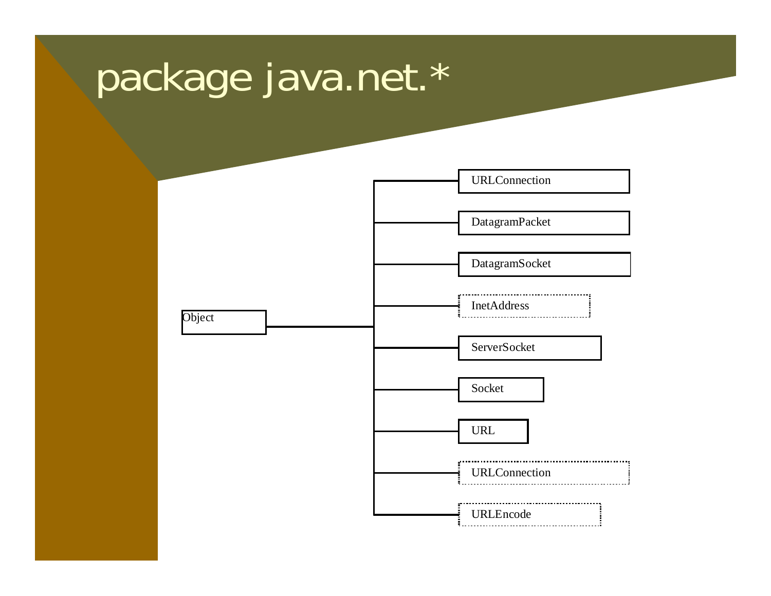# package java.net.*

- Object
  - URLConnection
  - DatagramPacket
  - DatagramSocket
  - InetAddress
  - ServerSocket
  - Socket
  - URL
  - URLConnection
  - URLEncode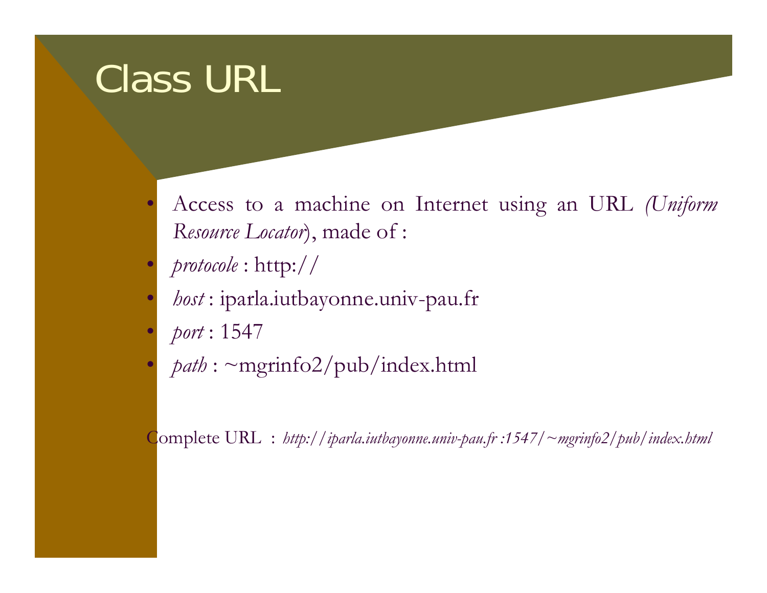# Class URL

- Access to a machine on Internet using an URL *(Uniform Resource Locator*), made of :
- *protocole* : http://
- *host* : iparla.iutbayonne.univ-pau.fr
- *port* : 1547
- *path* : ~mgrinfo2/pub/index.html

Complete URL : *http://iparla.iutbayonne.univ-pau.fr :1547/~mgrinfo2/pub/index.html*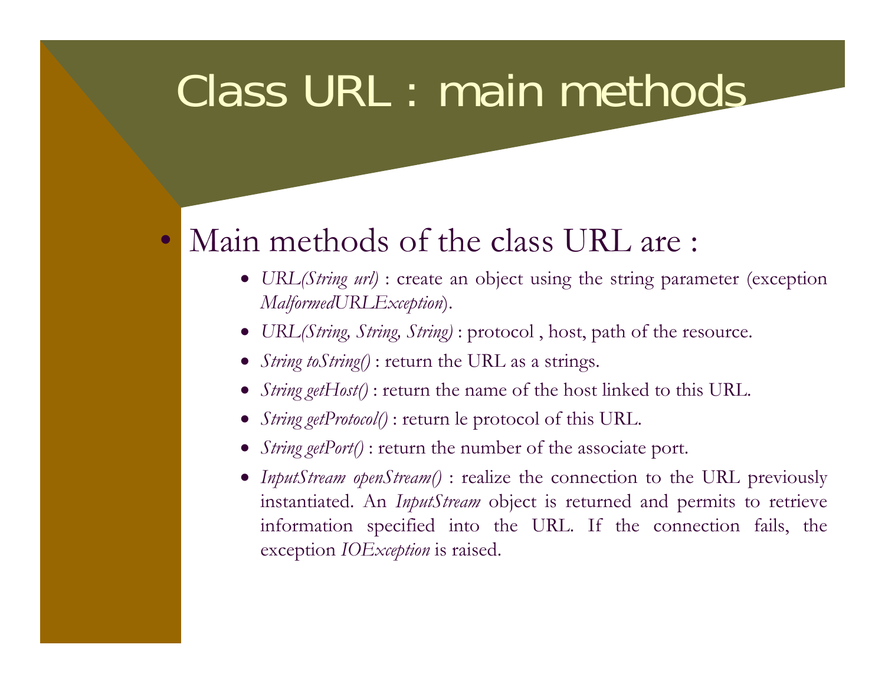# Class URL : main methods

- Main methods of the class URL are :
  - *URL(String url)* : create an object using the string parameter (exception *MalformedURLException*).
  - *URL(String, String, String)* : protocol , host, path of the resource.
  - *String toString()* : return the URL as a strings.
  - *String getHost()* : return the name of the host linked to this URL.
  - *String getProtocol()* : return le protocol of this URL.
  - *String getPort()* : return the number of the associate port.
  - *InputStream openStream()* : realize the connection to the URL previously instantiated. An *InputStream* object is returned and permits to retrieve information specified into the URL. If the connection fails, the exception *IOException* is raised.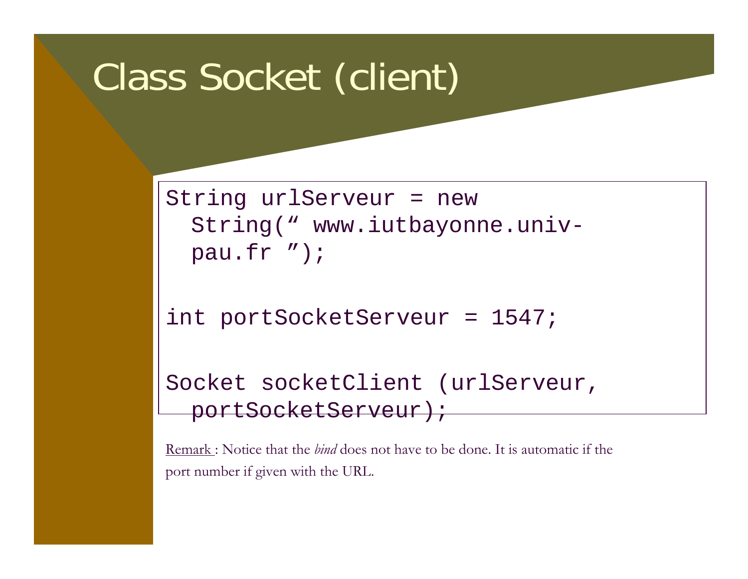# Class Socket (client)

```
String urlServeur = new
  String(“ www.iutbayonne.univ-
  pau.fr ”);

int portSocketServeur = 1547;

Socket socketClient (urlServeur,
  portSocketServeur);
```

Remark : Notice that the *bind* does not have to be done. It is automatic if the port number if given with the URL.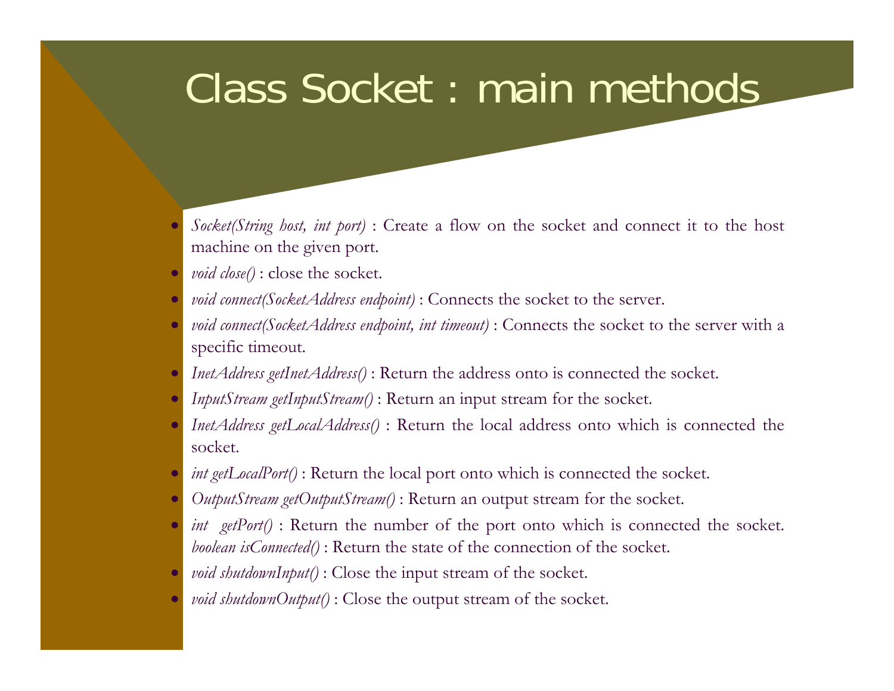# Class Socket : main methods

- *Socket(String host, int port)* : Create a flow on the socket and connect it to the host machine on the given port.
- *void close()* : close the socket.
- *void connect(SocketAddress endpoint)* : Connects the socket to the server.
- *void connect(SocketAddress endpoint, int timeout)* : Connects the socket to the server with a specific timeout.
- *InetAddress getInetAddress()* : Return the address onto is connected the socket.
- *InputStream getInputStream()* : Return an input stream for the socket.
- *InetAddress getLocalAddress()* : Return the local address onto which is connected the socket.
- *int getLocalPort()* : Return the local port onto which is connected the socket.
- *OutputStream getOutputStream()* : Return an output stream for the socket.
- *int getPort()* : Return the number of the port onto which is connected the socket. *boolean isConnected()* : Return the state of the connection of the socket.
- *void shutdownInput()* : Close the input stream of the socket.
- *void shutdownOutput()* : Close the output stream of the socket.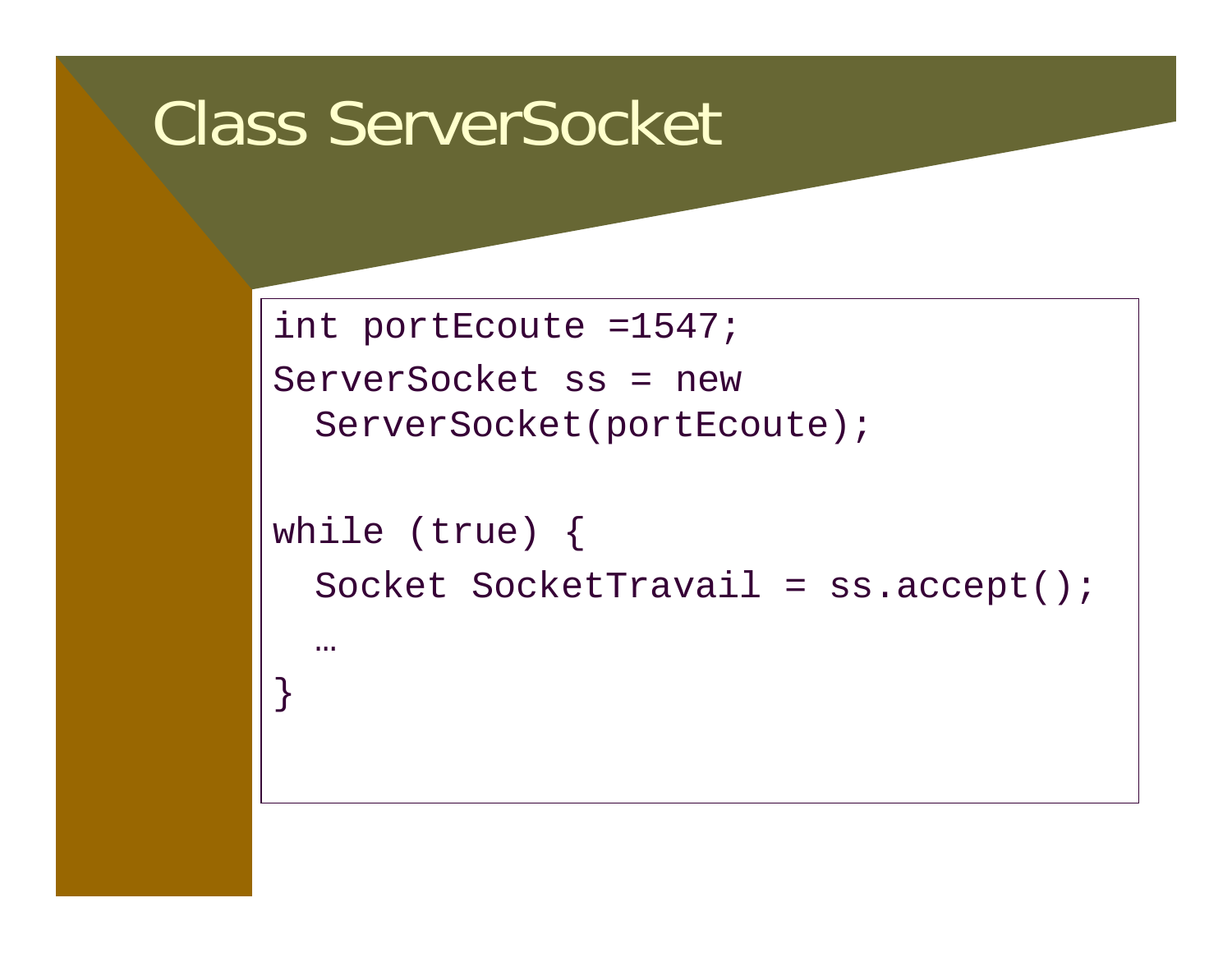# Class ServerSocket

```
int portEcoute =1547;
ServerSocket ss = new
  ServerSocket(portEcoute);

while (true) {
  Socket SocketTravail = ss.accept();
  …
}
```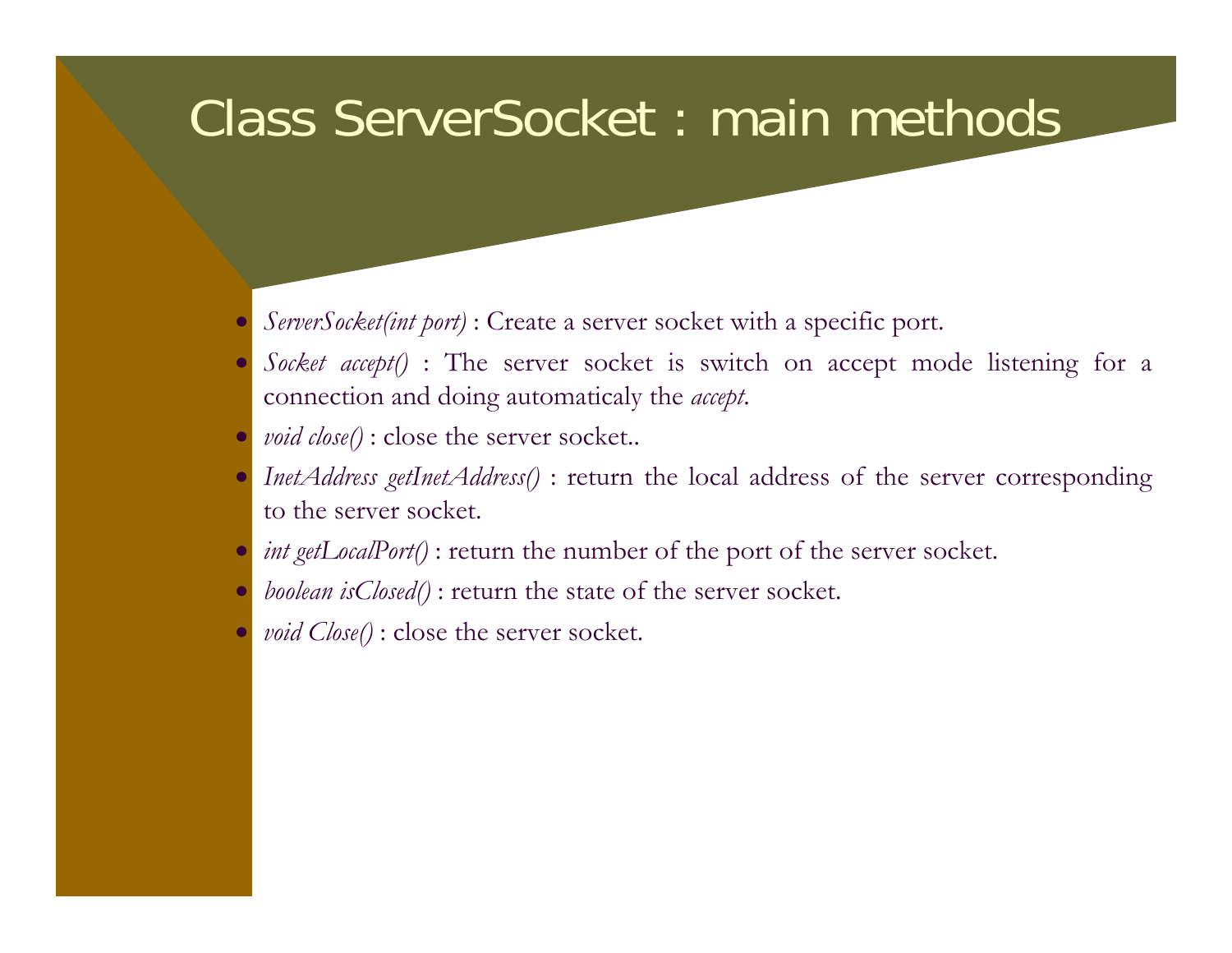# Class ServerSocket : main methods

- *ServerSocket(int port)* : Create a server socket with a specific port.
- *Socket accept()* : The server socket is switch on accept mode listening for a connection and doing automaticaly the *accept*.
- *void close()* : close the server socket..
- *InetAddress getInetAddress()* : return the local address of the server corresponding to the server socket.
- *int getLocalPort()* : return the number of the port of the server socket.
- *boolean isClosed()* : return the state of the server socket.
- *void Close()* : close the server socket.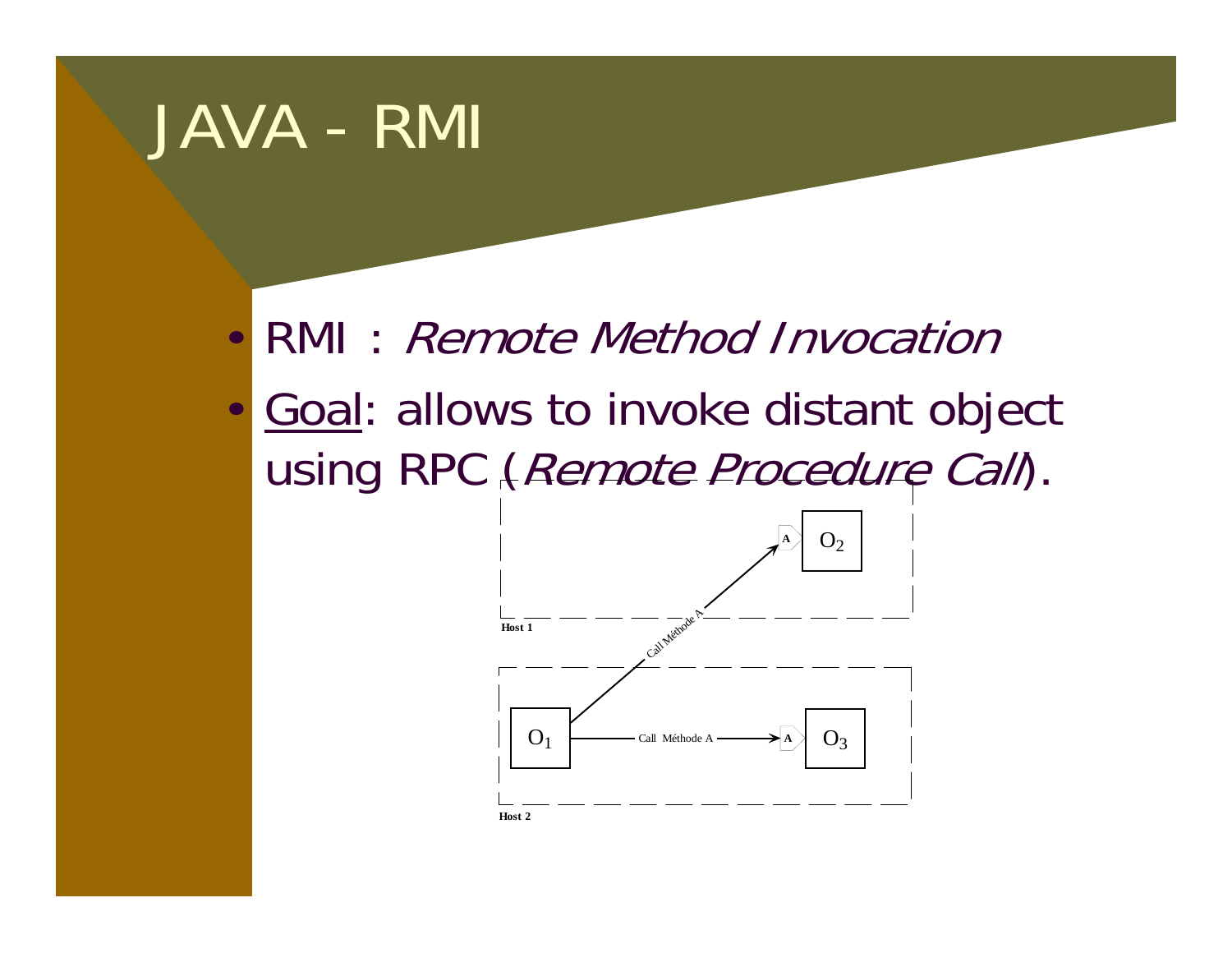# JAVA - RMI

- RMI : *Remote Method Invocation*
- Goal: allows to invoke distant object using RPC (*Remote Procedure Call*).

Host 1

Host 2

$O_1$ — Call Méthode A → A $O_2$

$O_1$ — Call Méthode A → A $O_3$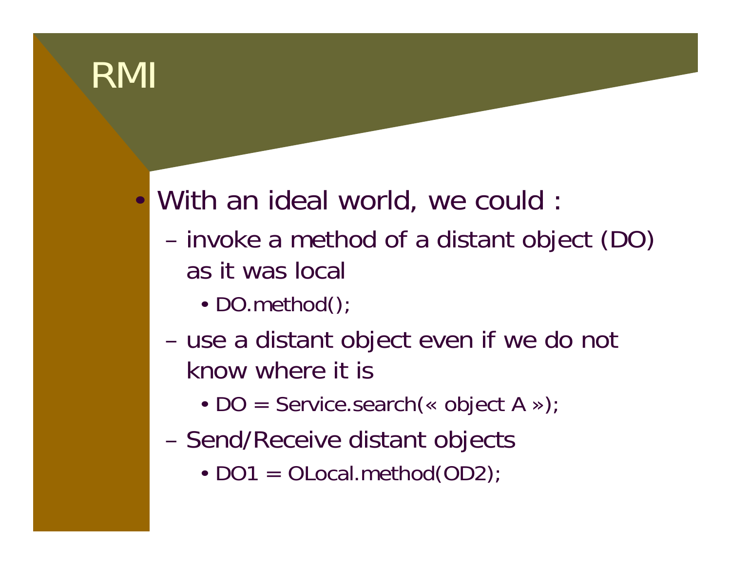# RMI

- With an ideal world, we could :
  - invoke a method of a distant object (DO) as it was local
    - DO.method();
  - use a distant object even if we do not know where it is
    - DO = Service.search(« object A »);
  - Send/Receive distant objects
    - DO1 = OLocal.method(OD2);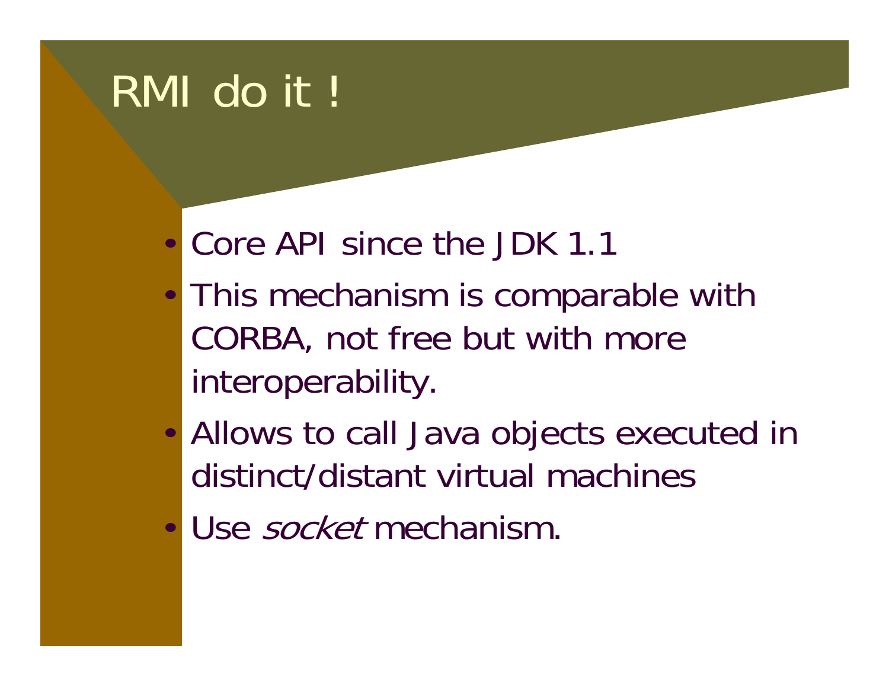# RMI do it !

- Core API since the JDK 1.1
- This mechanism is comparable with CORBA, not free but with more interoperability.
- Allows to call Java objects executed in distinct/distant virtual machines
- Use *socket* mechanism.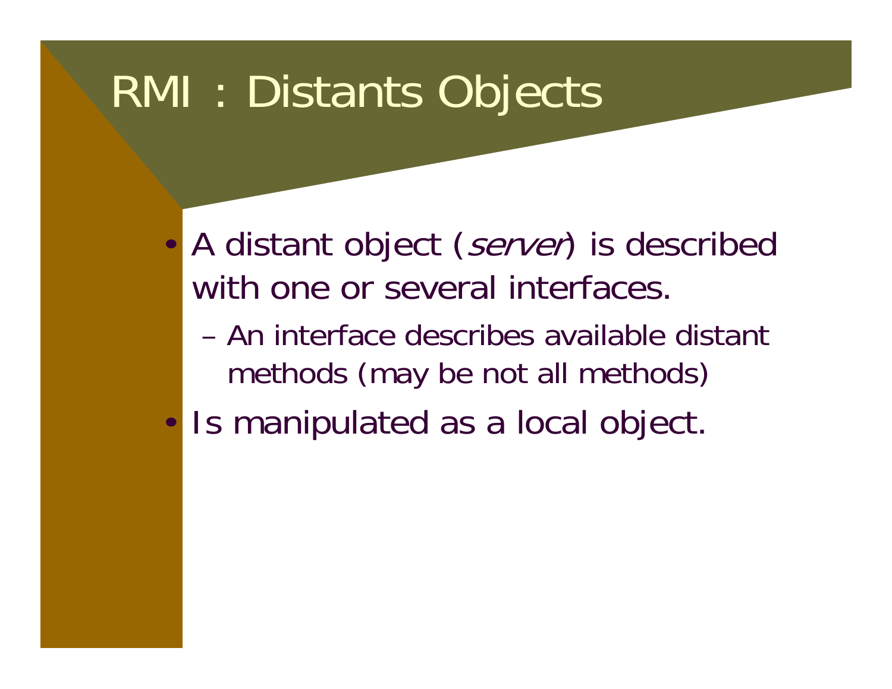# RMI : Distants Objects

- A distant object (*server*) is described with one or several interfaces.
  - An interface describes available distant methods (may be not all methods)
- Is manipulated as a local object.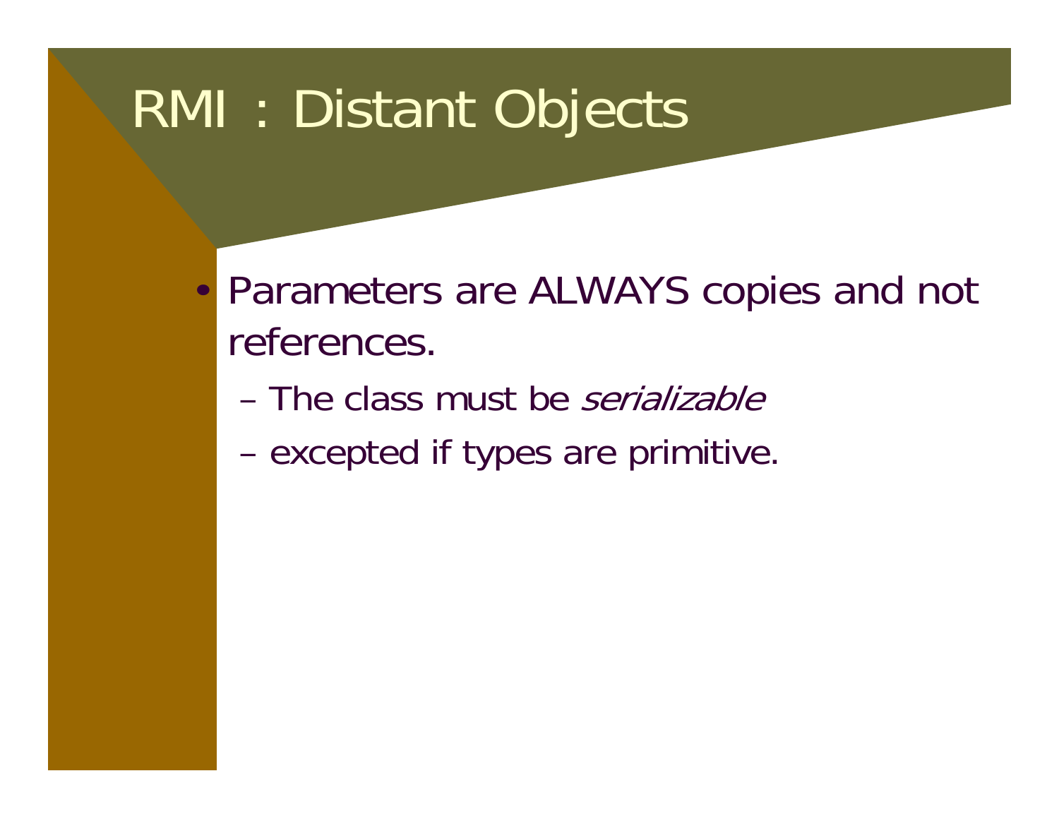# RMI : Distant Objects

- Parameters are ALWAYS copies and not references.
  - The class must be *serializable*
  - excepted if types are primitive.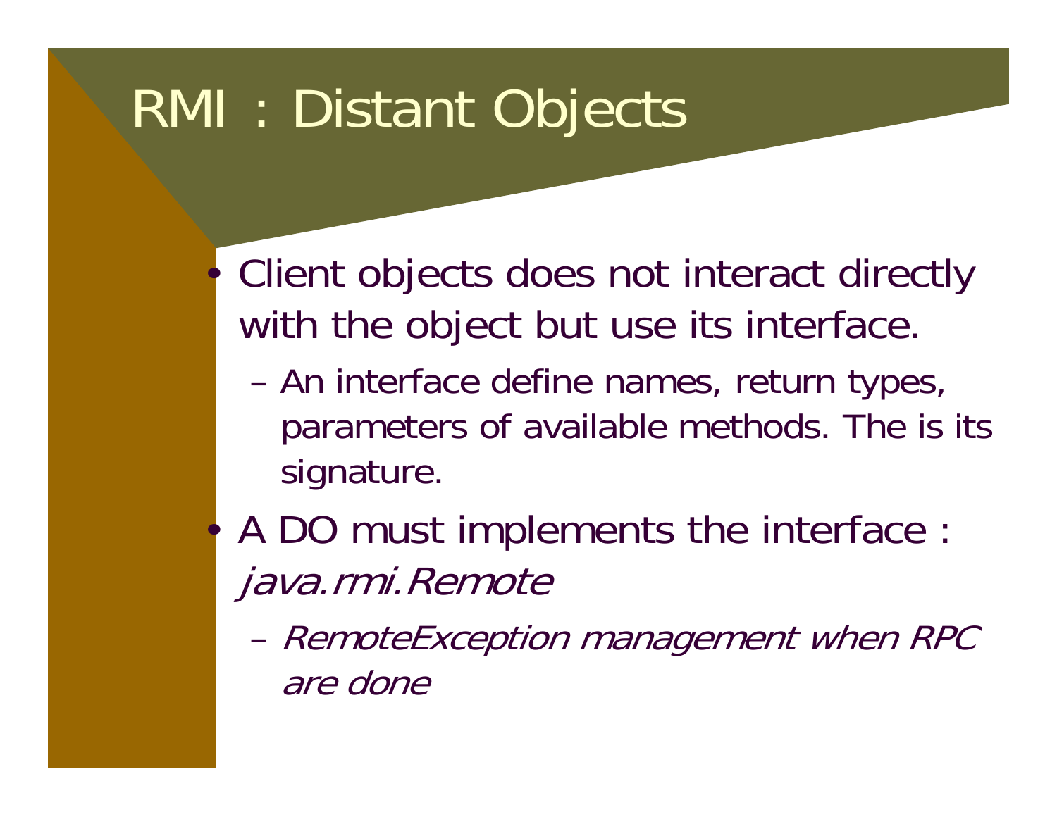# RMI : Distant Objects

- Client objects does not interact directly with the object but use its interface.
  - An interface define names, return types, parameters of available methods. The is its signature.
- A DO must implements the interface : *java.rmi.Remote*
  - *RemoteException management when RPC are done*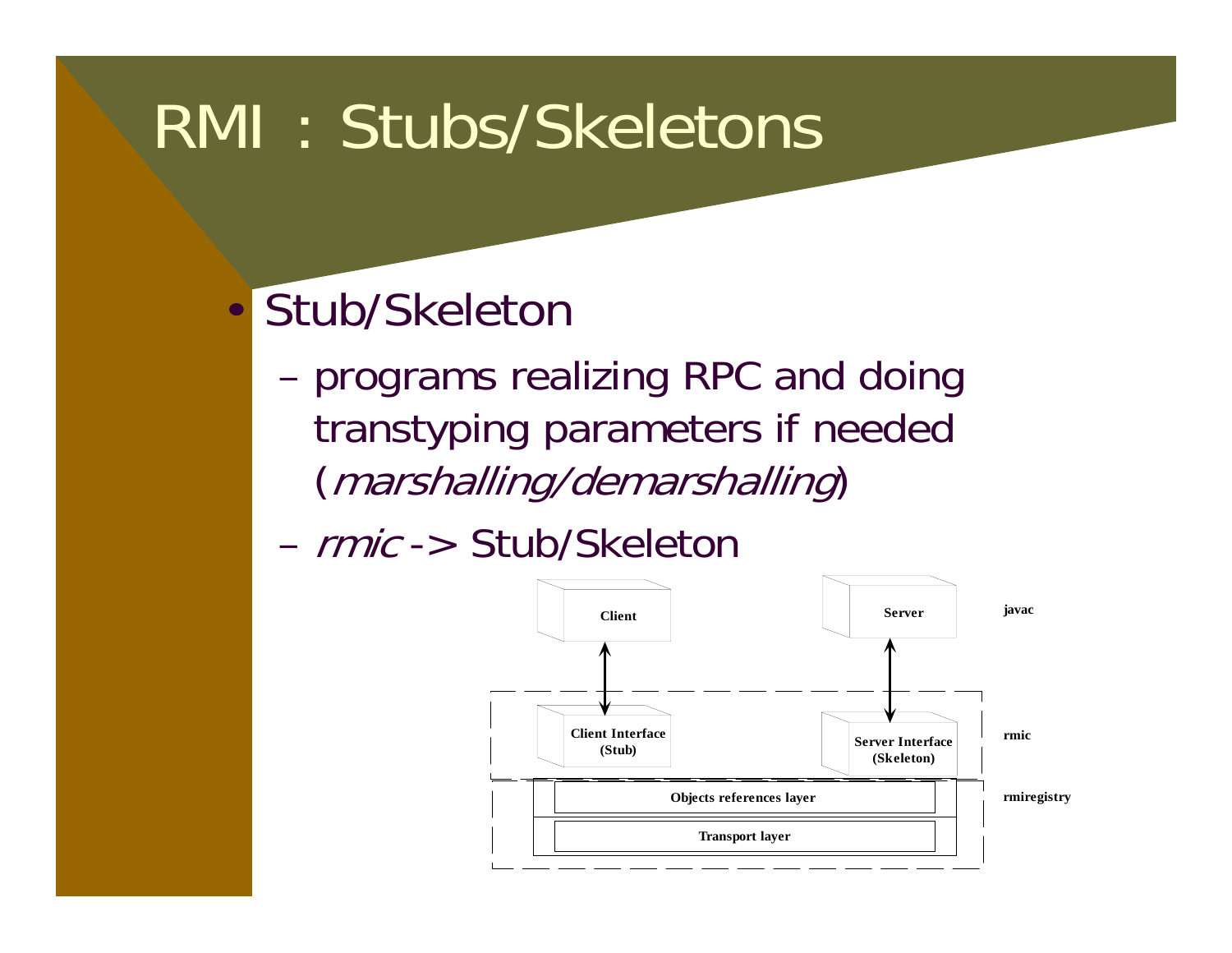# RMI : Stubs/Skeletons

- Stub/Skeleton
  - programs realizing RPC and doing transtyping parameters if needed (*marshalling/demarshalling*)
  - *rmic* -> Stub/Skeleton

Client | Server | javac

Client Interface (Stub) | Server Interface (Skeleton) | rmic

Objects references layer | rmiregistry

Transport layer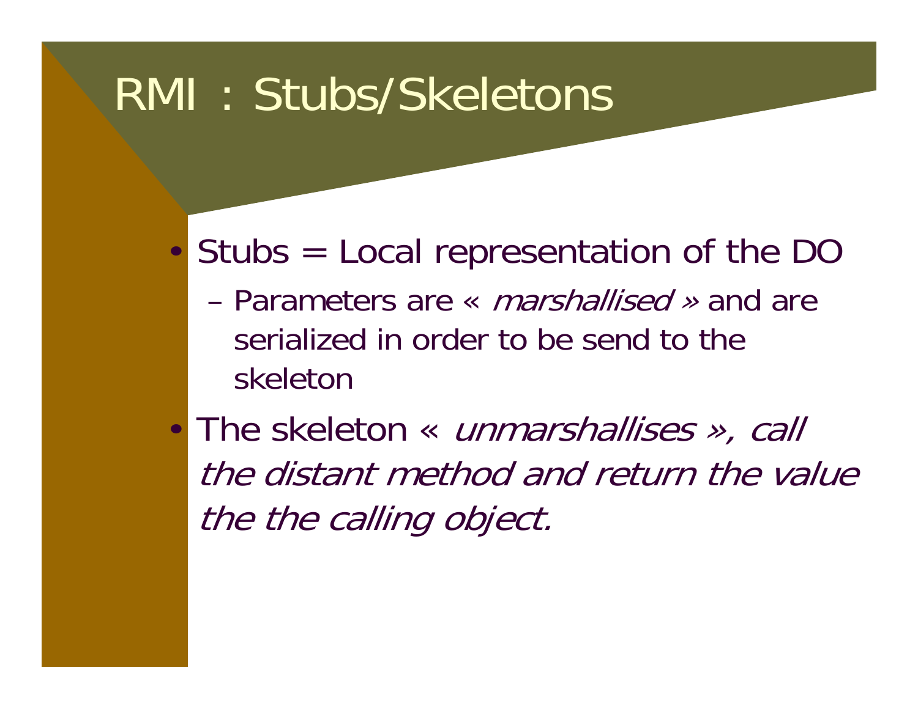# RMI : Stubs/Skeletons

- Stubs = Local representation of the DO
  - Parameters are « *marshallised* » and are serialized in order to be send to the skeleton
- The skeleton « *unmarshallises », call the distant method and return the value the the calling object.*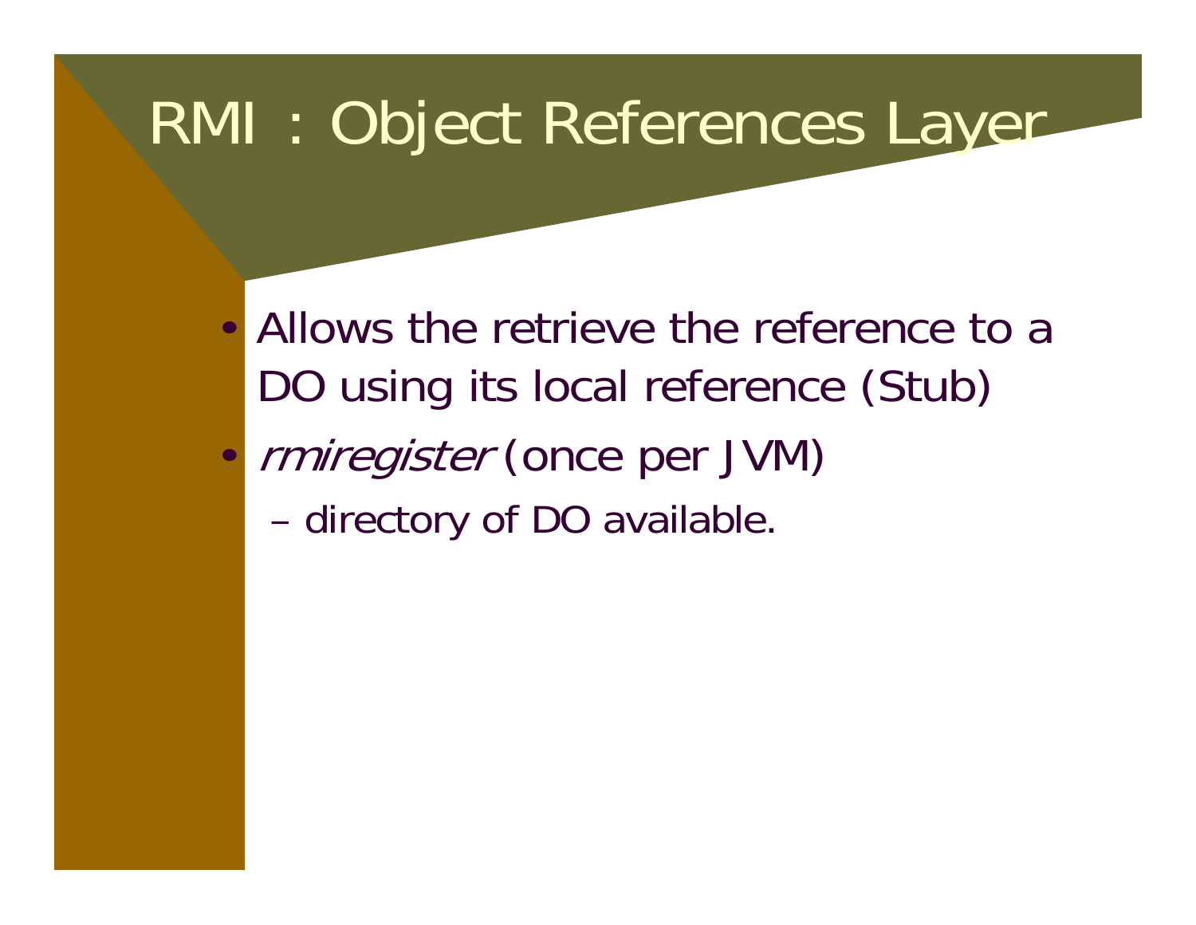# RMI : Object References Layer

- Allows the retrieve the reference to a DO using its local reference (Stub)
- *rmiregister* (once per JVM)
  - directory of DO available.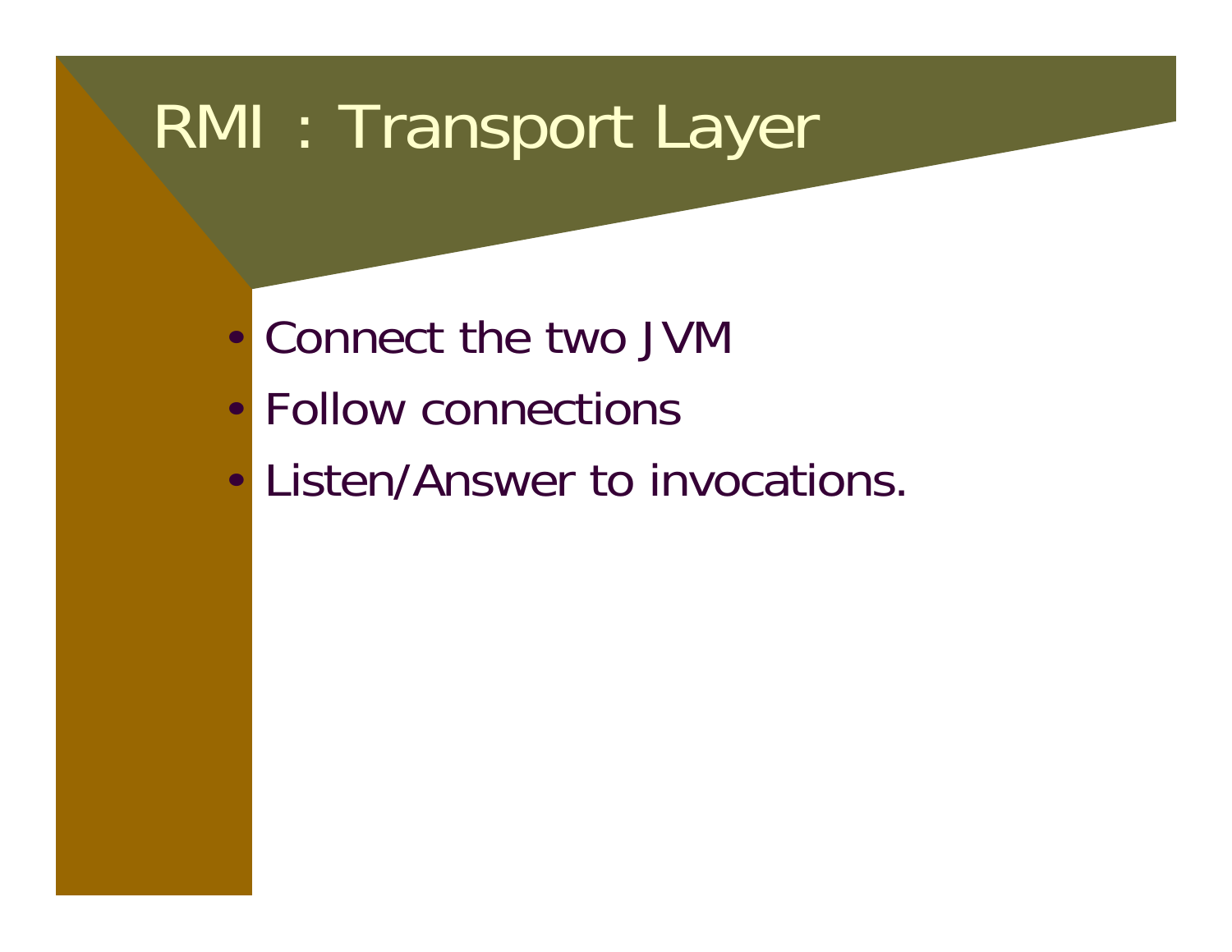# RMI : Transport Layer

- Connect the two JVM
- Follow connections
- Listen/Answer to invocations.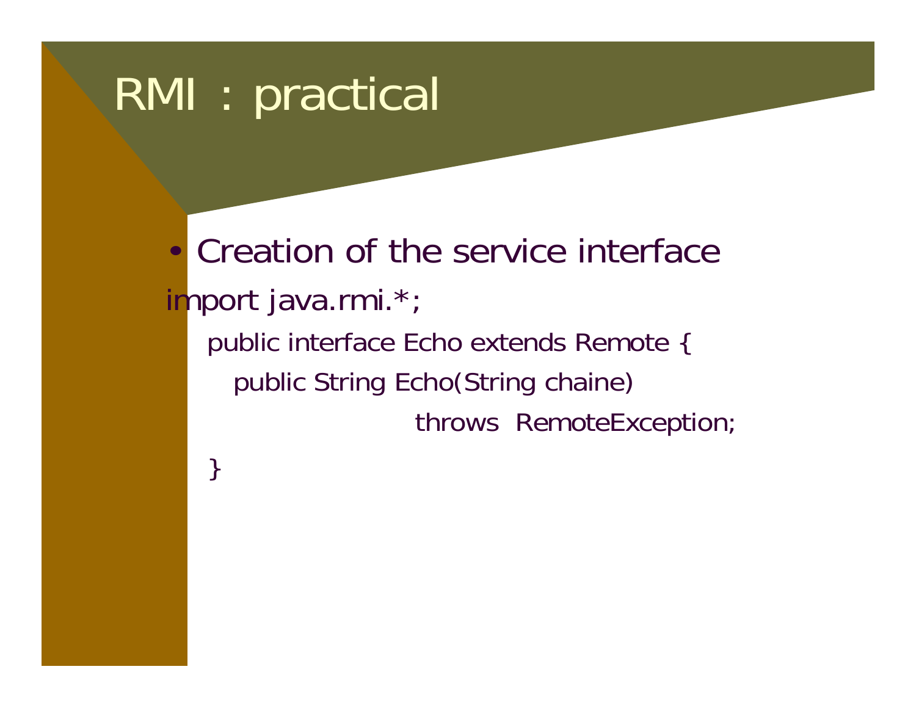# RMI : practical

- Creation of the service interface

```
import java.rmi.*;
    public interface Echo extends Remote {
       public String Echo(String chaine)
                         throws  RemoteException;
    }
```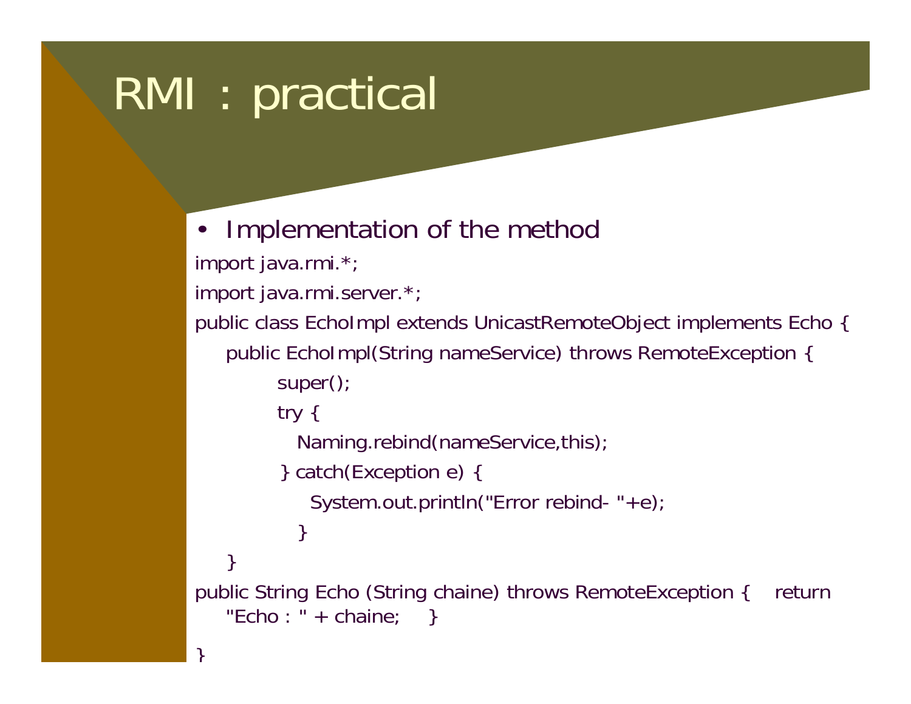# RMI : practical

- Implementation of the method

```
import java.rmi.*;
import java.rmi.server.*;
public class EchoImpl extends UnicastRemoteObject implements Echo {
    public EchoImpl(String nameService) throws RemoteException {
            super();
            try {
               Naming.rebind(nameService,this);
            } catch(Exception e) {
                 System.out.println("Error rebind- "+e);
               }
    }
public String Echo (String chaine) throws RemoteException {    return
    "Echo : " + chaine;    }
}
```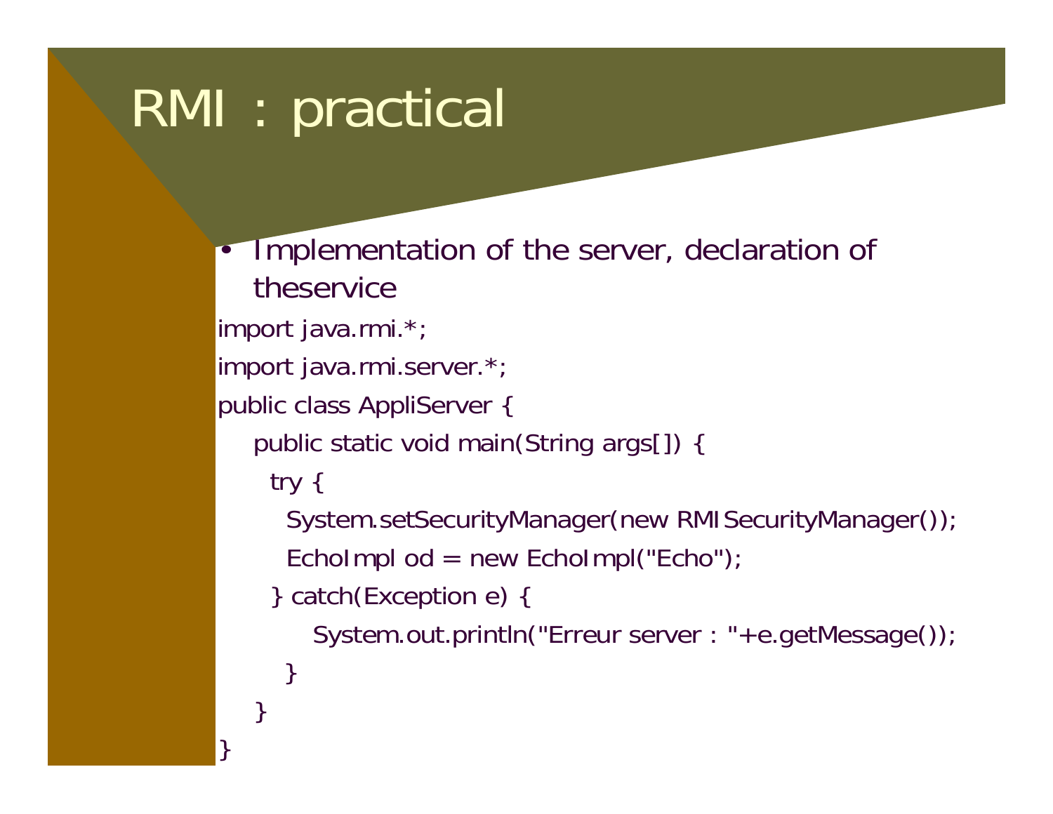# RMI : practical

- Implementation of the server, declaration of theservice

```
import java.rmi.*;
import java.rmi.server.*;
public class AppliServer {
    public static void main(String args[]) {
      try {
        System.setSecurityManager(new RMISecurityManager());
        EchoImpl od = new EchoImpl("Echo");
      } catch(Exception e) {
          System.out.println("Erreur server : "+e.getMessage());
        }
    }
}
```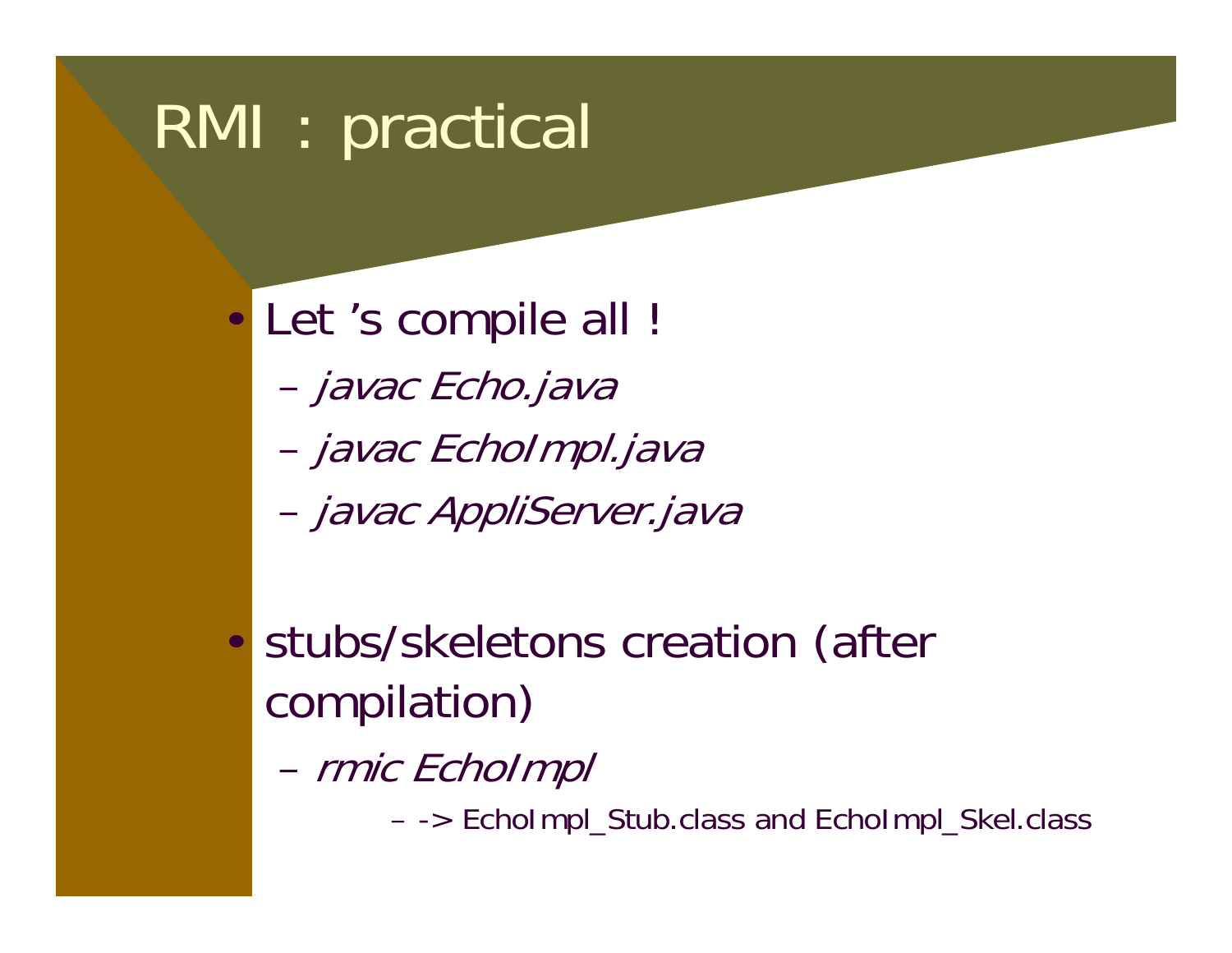# RMI : practical

- Let ’s compile all !
  - *javac Echo.java*
  - *javac EchoImpl.java*
  - *javac AppliServer.java*

- stubs/skeletons creation (after compilation)
  - *rmic EchoImpl*
    - -> EchoImpl_Stub.class and EchoImpl_Skel.class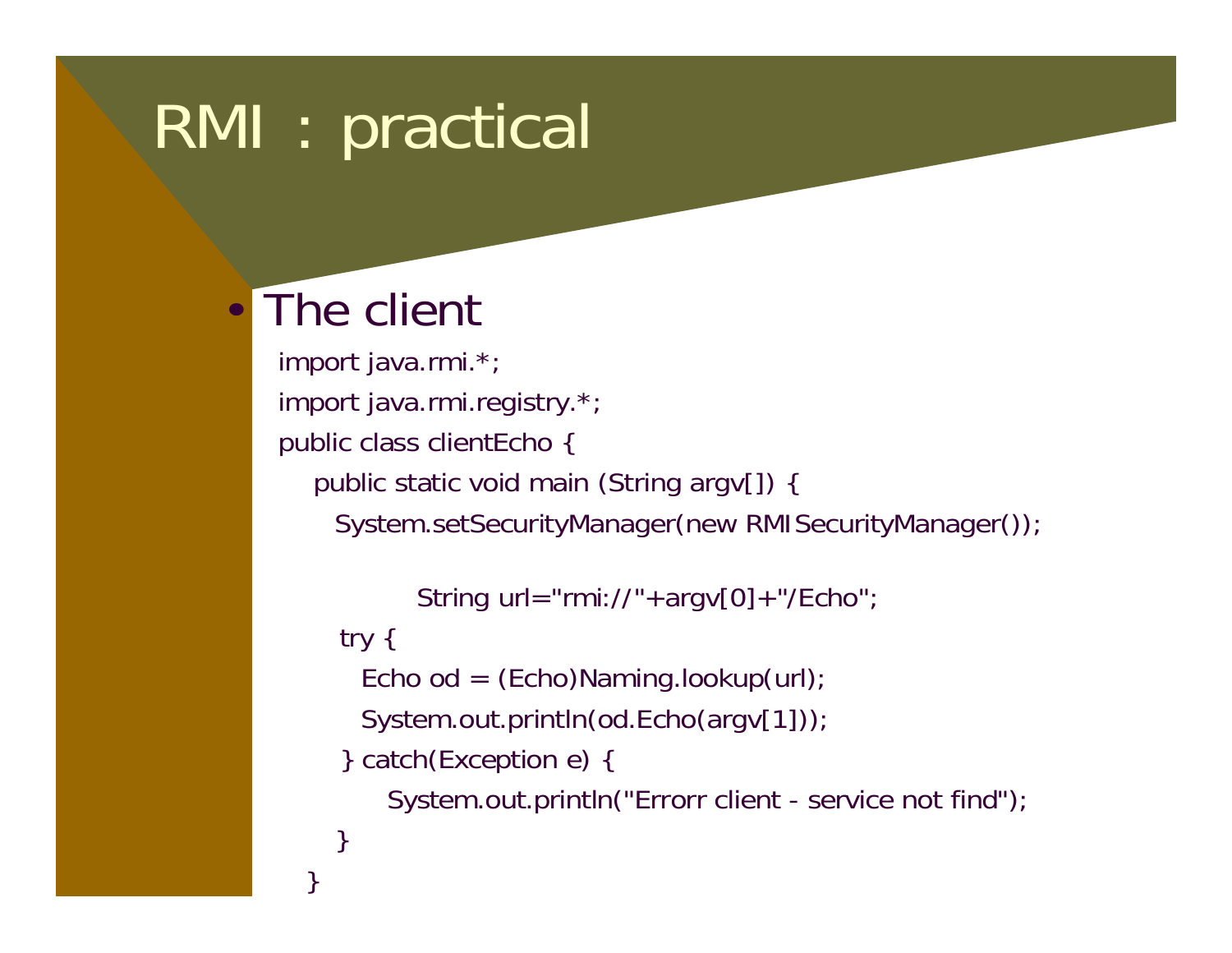# RMI : practical

- The client

```
import java.rmi.*;
import java.rmi.registry.*;
public class clientEcho {
    public static void main (String argv[]) {
      System.setSecurityManager(new RMISecurityManager());

              String url="rmi://"+argv[0]+"/Echo";
       try {
         Echo od = (Echo)Naming.lookup(url);
         System.out.println(od.Echo(argv[1]));
       } catch(Exception e) {
            System.out.println("Errorr client - service not find");
       }
    }
```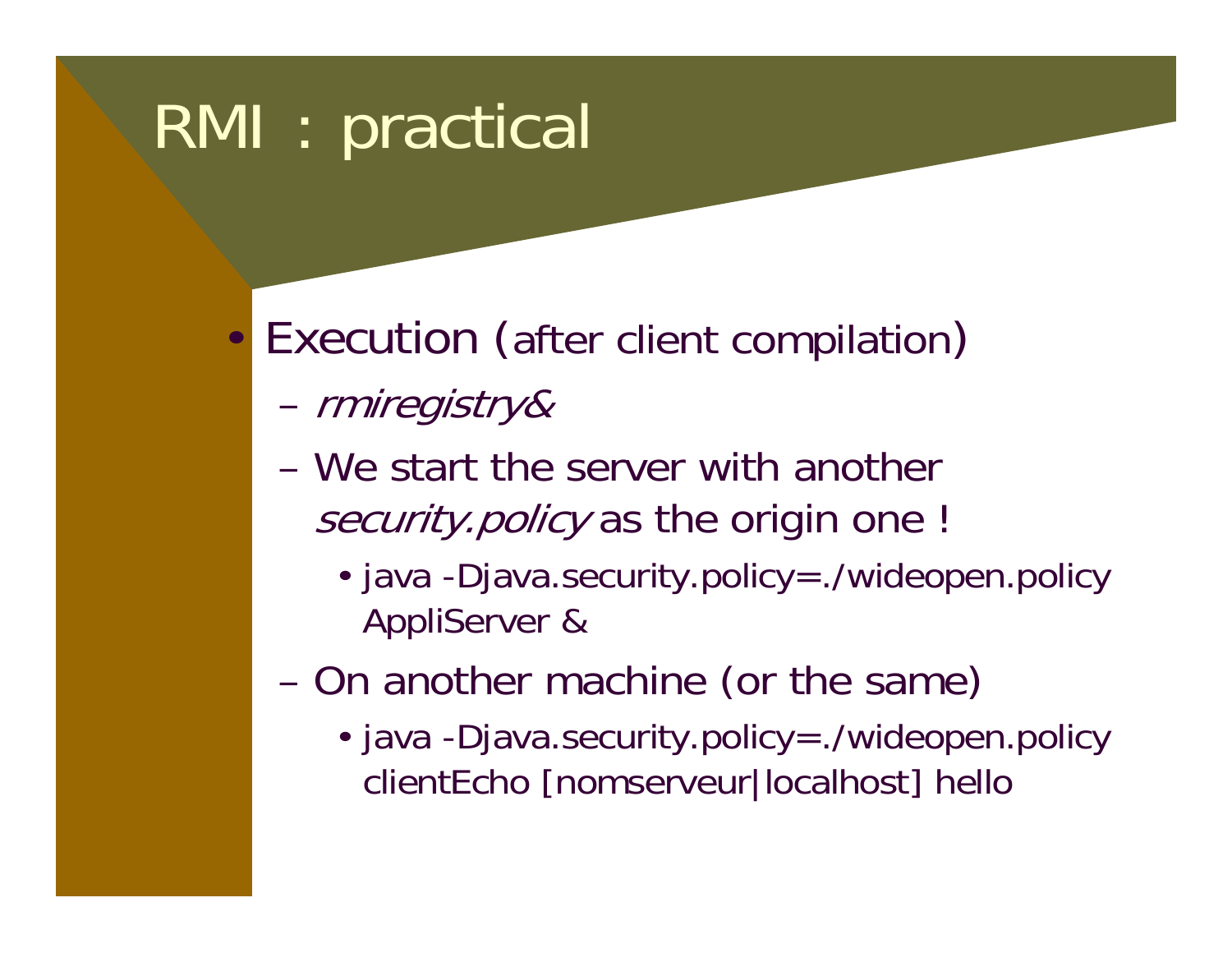# RMI : practical

- Execution (after client compilation)
  - *rmiregistry&*
  - We start the server with another *security.policy* as the origin one !
    - java -Djava.security.policy=./wideopen.policy AppliServer &
  - On another machine (or the same)
    - java -Djava.security.policy=./wideopen.policy clientEcho [nomserveur|localhost] hello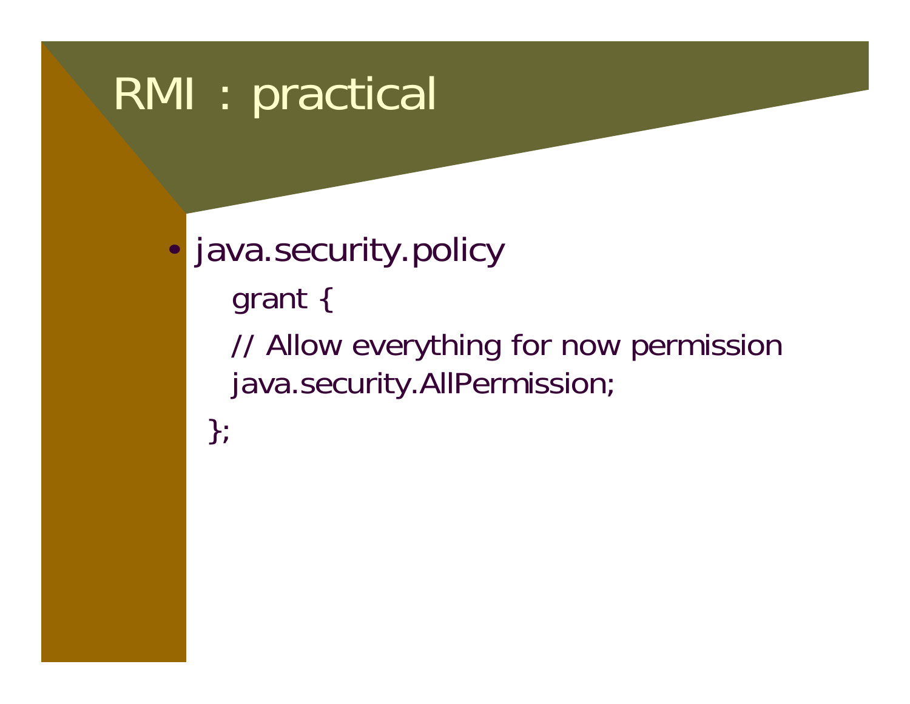# RMI : practical

- java.security.policy

```
grant {
// Allow everything for now permission
java.security.AllPermission;
};
```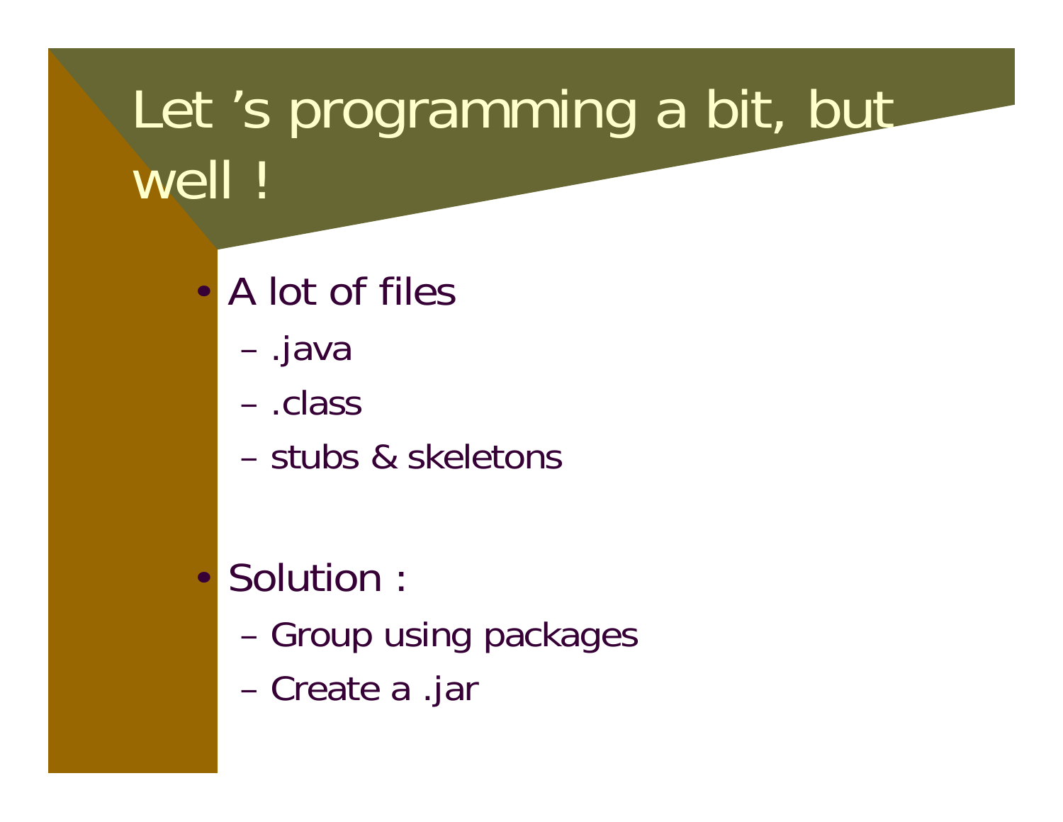# Let 's programming a bit, but well !

- A lot of files
  - .java
  - .class
  - stubs & skeletons

- Solution :
  - Group using packages
  - Create a .jar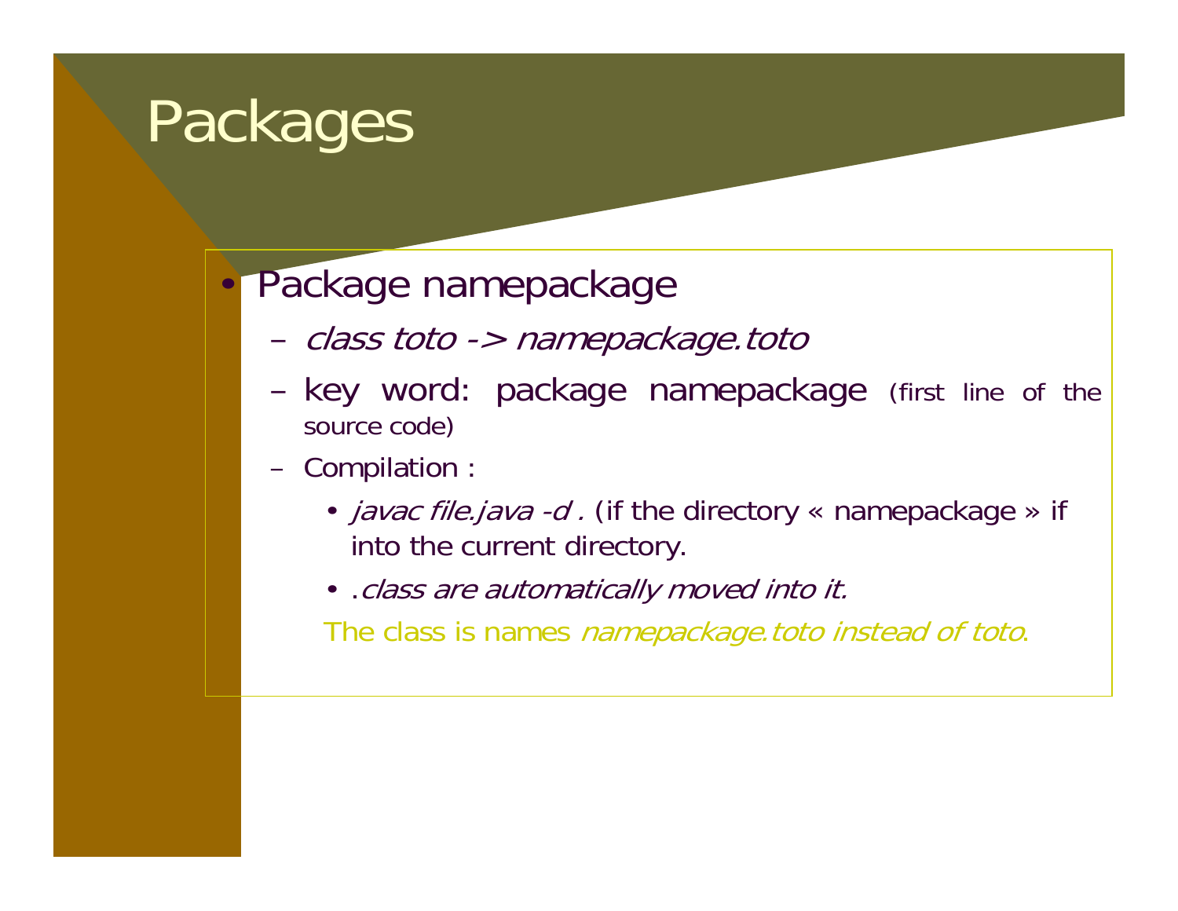# Packages

- Package namepackage
  - *class toto -> namepackage.toto*
  - key word: package namepackage (first line of the source code)
  - Compilation :
    - *javac file.java -d .* (if the directory « namepackage » if into the current directory.
    - *.class are automatically moved into it.*

  The class is names *namepackage.toto instead of toto*.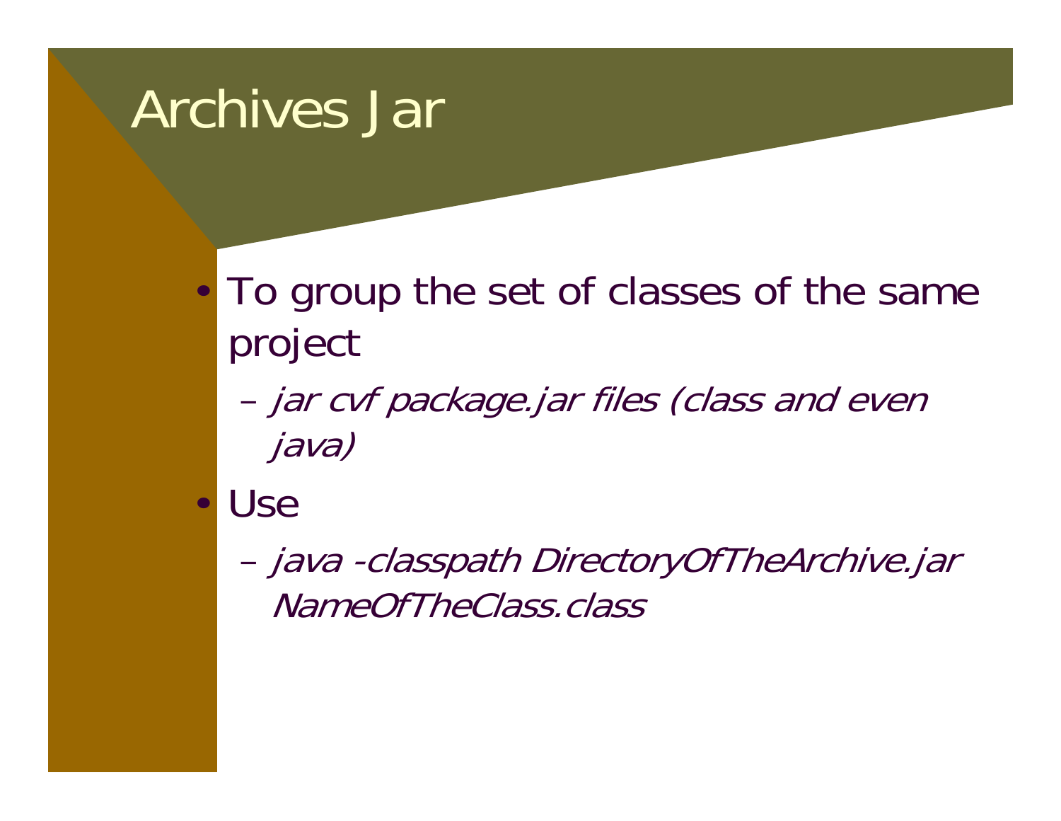# Archives Jar

- To group the set of classes of the same project
  - *jar cvf package.jar files (class and even java)*
- Use
  - *java -classpath DirectoryOfTheArchive.jar NameOfTheClass.class*